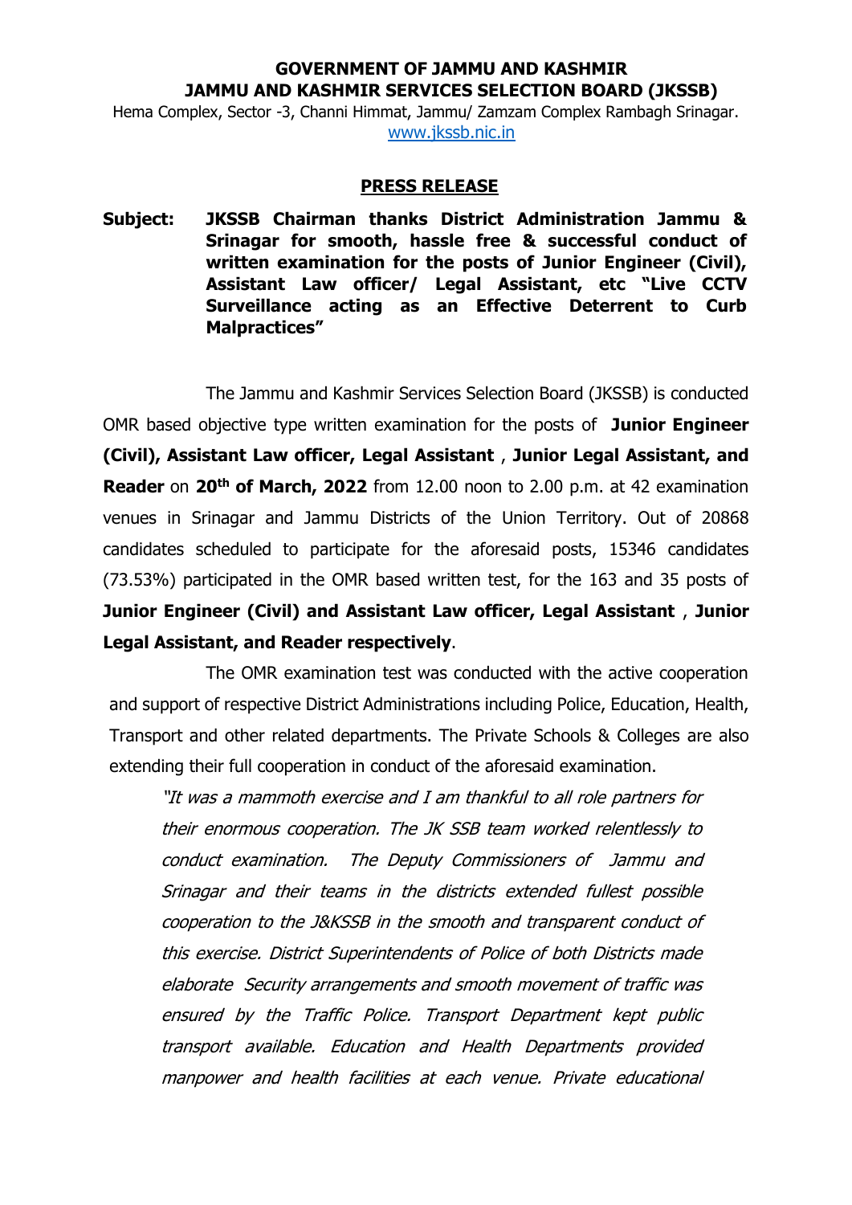**GOVERNMENT OF JAMMU AND KASHMIR**
**JAMMU AND KASHMIR SERVICES SELECTION BOARD (JKSSB)**

Hema Complex, Sector -3, Channi Himmat, Jammu/ Zamzam Complex Rambagh Srinagar.
www.jkssb.nic.in

## PRESS RELEASE

**Subject: JKSSB Chairman thanks District Administration Jammu & Srinagar for smooth, hassle free & successful conduct of written examination for the posts of Junior Engineer (Civil), Assistant Law officer/ Legal Assistant, etc "Live CCTV Surveillance acting as an Effective Deterrent to Curb Malpractices"**

The Jammu and Kashmir Services Selection Board (JKSSB) is conducted OMR based objective type written examination for the posts of **Junior Engineer (Civil), Assistant Law officer, Legal Assistant** , **Junior Legal Assistant, and Reader** on **20th of March, 2022** from 12.00 noon to 2.00 p.m. at 42 examination venues in Srinagar and Jammu Districts of the Union Territory. Out of 20868 candidates scheduled to participate for the aforesaid posts, 15346 candidates (73.53%) participated in the OMR based written test, for the 163 and 35 posts of **Junior Engineer (Civil) and Assistant Law officer, Legal Assistant** , **Junior Legal Assistant, and Reader respectively**.

The OMR examination test was conducted with the active cooperation and support of respective District Administrations including Police, Education, Health, Transport and other related departments. The Private Schools & Colleges are also extending their full cooperation in conduct of the aforesaid examination.

*"It was a mammoth exercise and I am thankful to all role partners for their enormous cooperation. The JK SSB team worked relentlessly to conduct examination. The Deputy Commissioners of Jammu and Srinagar and their teams in the districts extended fullest possible cooperation to the J&KSSB in the smooth and transparent conduct of this exercise. District Superintendents of Police of both Districts made elaborate Security arrangements and smooth movement of traffic was ensured by the Traffic Police. Transport Department kept public transport available. Education and Health Departments provided manpower and health facilities at each venue. Private educational*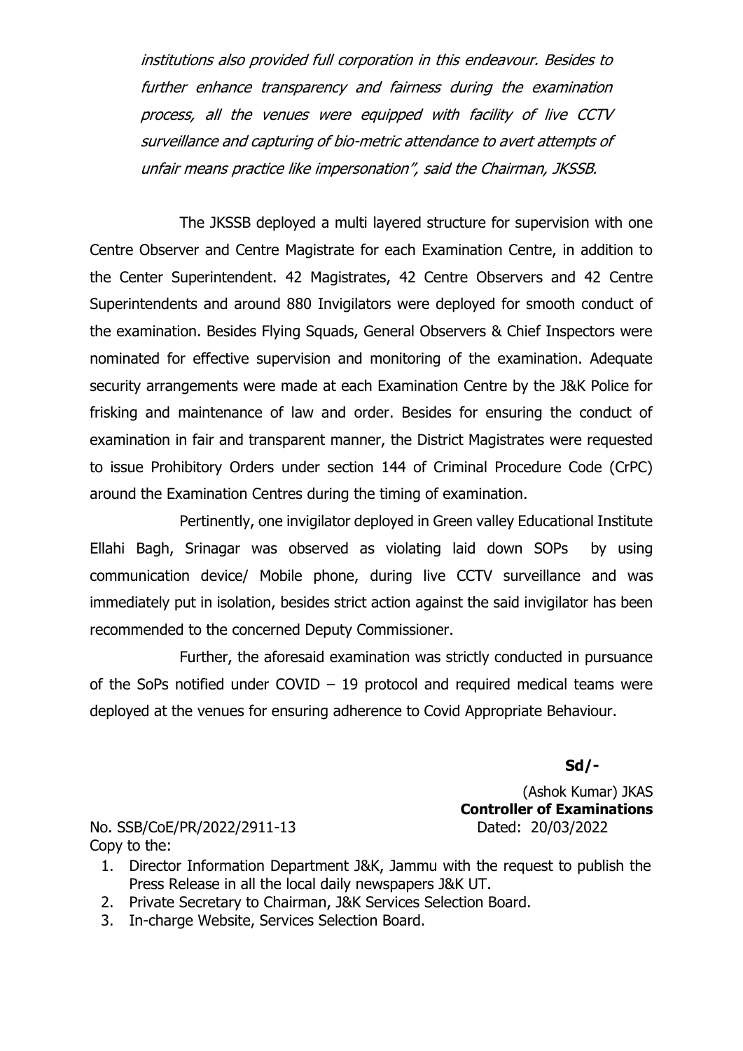*institutions also provided full corporation in this endeavour. Besides to further enhance transparency and fairness during the examination process, all the venues were equipped with facility of live CCTV surveillance and capturing of bio-metric attendance to avert attempts of unfair means practice like impersonation", said the Chairman, JKSSB.*

The JKSSB deployed a multi layered structure for supervision with one Centre Observer and Centre Magistrate for each Examination Centre, in addition to the Center Superintendent. 42 Magistrates, 42 Centre Observers and 42 Centre Superintendents and around 880 Invigilators were deployed for smooth conduct of the examination. Besides Flying Squads, General Observers & Chief Inspectors were nominated for effective supervision and monitoring of the examination. Adequate security arrangements were made at each Examination Centre by the J&K Police for frisking and maintenance of law and order. Besides for ensuring the conduct of examination in fair and transparent manner, the District Magistrates were requested to issue Prohibitory Orders under section 144 of Criminal Procedure Code (CrPC) around the Examination Centres during the timing of examination.

Pertinently, one invigilator deployed in Green valley Educational Institute Ellahi Bagh, Srinagar was observed as violating laid down SOPs by using communication device/ Mobile phone, during live CCTV surveillance and was immediately put in isolation, besides strict action against the said invigilator has been recommended to the concerned Deputy Commissioner.

Further, the aforesaid examination was strictly conducted in pursuance of the SoPs notified under COVID – 19 protocol and required medical teams were deployed at the venues for ensuring adherence to Covid Appropriate Behaviour.

**Sd/-**

(Ashok Kumar) JKAS
**Controller of Examinations**

No. SSB/CoE/PR/2022/2911-13 Dated: 20/03/2022

Copy to the:

1. Director Information Department J&K, Jammu with the request to publish the Press Release in all the local daily newspapers J&K UT.
2. Private Secretary to Chairman, J&K Services Selection Board.
3. In-charge Website, Services Selection Board.